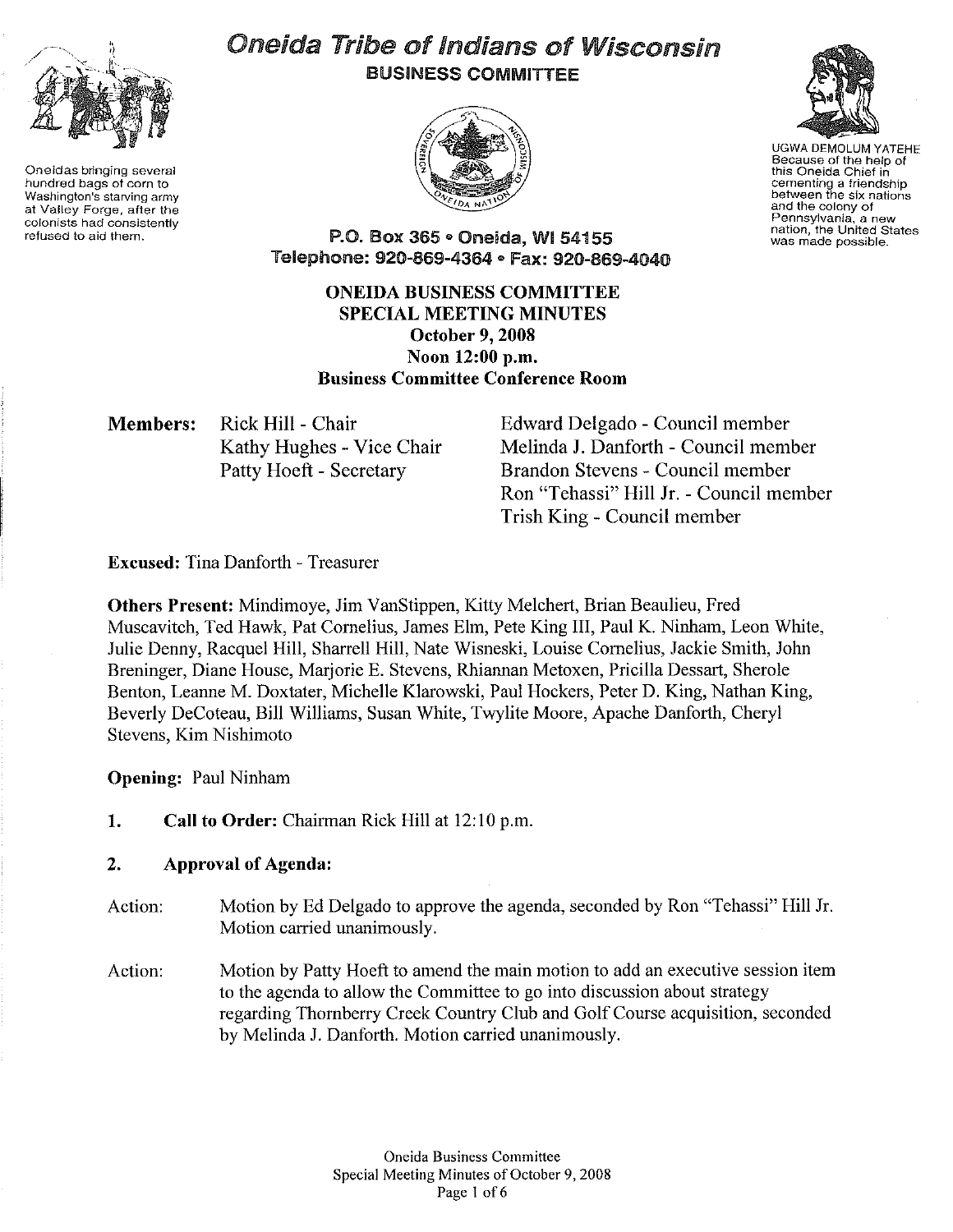# Oneida Tribe of Indians of Wisconsin

**BUSINESS COMMITTEE**

Oneidas bringing several hundred bags of corn to Washington's starving army at Valley Forge, after the colonists had consistently refused to aid them.

UGWA DEMOLUM YATEHE
Because of the help of this Oneida Chief in cementing a friendship between the six nations and the colony of Pennsylvania, a new nation, the United States was made possible.

**P.O. Box 365 • Oneida, WI 54155**
**Telephone: 920-869-4364 • Fax: 920-869-4040**

## ONEIDA BUSINESS COMMITTEE SPECIAL MEETING MINUTES
**October 9, 2008**
**Noon 12:00 p.m.**
**Business Committee Conference Room**

**Members:**
- Rick Hill - Chair
- Kathy Hughes - Vice Chair
- Patty Hoeft - Secretary
- Edward Delgado - Council member
- Melinda J. Danforth - Council member
- Brandon Stevens - Council member
- Ron "Tehassi" Hill Jr. - Council member
- Trish King - Council member

**Excused:** Tina Danforth - Treasurer

**Others Present:** Mindimoye, Jim VanStippen, Kitty Melchert, Brian Beaulieu, Fred Muscavitch, Ted Hawk, Pat Cornelius, James Elm, Pete King III, Paul K. Ninham, Leon White, Julie Denny, Racquel Hill, Sharrell Hill, Nate Wisneski, Louise Cornelius, Jackie Smith, John Breninger, Diane House, Marjorie E. Stevens, Rhiannan Metoxen, Pricilla Dessart, Sherole Benton, Leanne M. Doxtater, Michelle Klarowski, Paul Hockers, Peter D. King, Nathan King, Beverly DeCoteau, Bill Williams, Susan White, Twylite Moore, Apache Danforth, Cheryl Stevens, Kim Nishimoto

**Opening:** Paul Ninham

1. **Call to Order:** Chairman Rick Hill at 12:10 p.m.

2. **Approval of Agenda:**

Action: Motion by Ed Delgado to approve the agenda, seconded by Ron "Tehassi" Hill Jr. Motion carried unanimously.

Action: Motion by Patty Hoeft to amend the main motion to add an executive session item to the agenda to allow the Committee to go into discussion about strategy regarding Thornberry Creek Country Club and Golf Course acquisition, seconded by Melinda J. Danforth. Motion carried unanimously.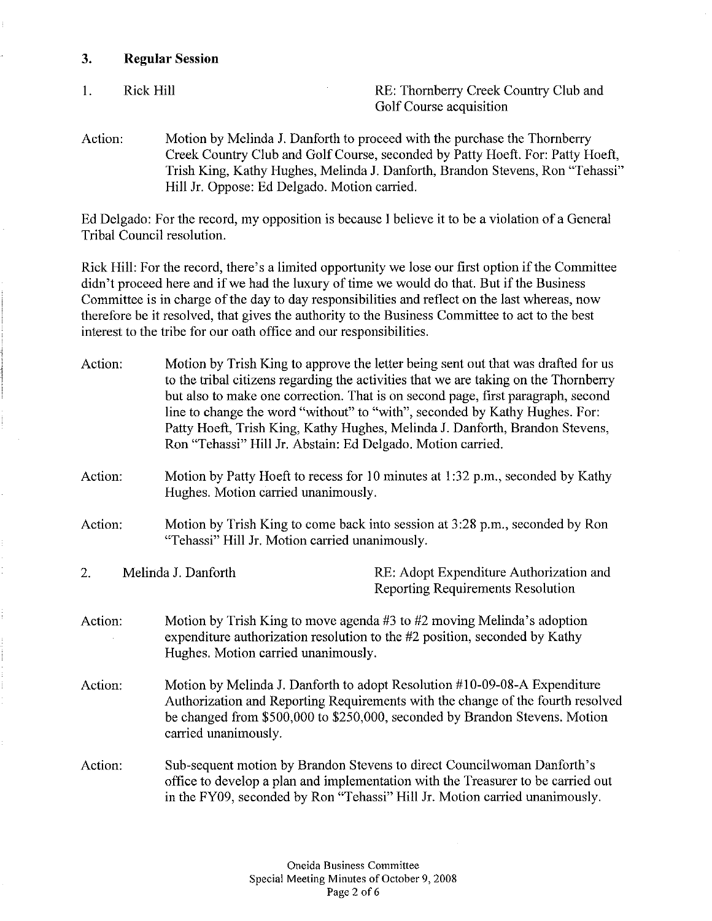## 3. Regular Session

1. Rick Hill — RE: Thornberry Creek Country Club and Golf Course acquisition

Action: Motion by Melinda J. Danforth to proceed with the purchase the Thornberry Creek Country Club and Golf Course, seconded by Patty Hoeft. For: Patty Hoeft, Trish King, Kathy Hughes, Melinda J. Danforth, Brandon Stevens, Ron "Tehassi" Hill Jr. Oppose: Ed Delgado. Motion carried.

Ed Delgado: For the record, my opposition is because I believe it to be a violation of a General Tribal Council resolution.

Rick Hill: For the record, there's a limited opportunity we lose our first option if the Committee didn't proceed here and if we had the luxury of time we would do that. But if the Business Committee is in charge of the day to day responsibilities and reflect on the last whereas, now therefore be it resolved, that gives the authority to the Business Committee to act to the best interest to the tribe for our oath office and our responsibilities.

Action: Motion by Trish King to approve the letter being sent out that was drafted for us to the tribal citizens regarding the activities that we are taking on the Thornberry but also to make one correction. That is on second page, first paragraph, second line to change the word "without" to "with", seconded by Kathy Hughes. For: Patty Hoeft, Trish King, Kathy Hughes, Melinda J. Danforth, Brandon Stevens, Ron "Tehassi" Hill Jr. Abstain: Ed Delgado. Motion carried.

Action: Motion by Patty Hoeft to recess for 10 minutes at 1:32 p.m., seconded by Kathy Hughes. Motion carried unanimously.

Action: Motion by Trish King to come back into session at 3:28 p.m., seconded by Ron "Tehassi" Hill Jr. Motion carried unanimously.

2. Melinda J. Danforth — RE: Adopt Expenditure Authorization and Reporting Requirements Resolution

Action: Motion by Trish King to move agenda #3 to #2 moving Melinda's adoption expenditure authorization resolution to the #2 position, seconded by Kathy Hughes. Motion carried unanimously.

Action: Motion by Melinda J. Danforth to adopt Resolution #10-09-08-A Expenditure Authorization and Reporting Requirements with the change of the fourth resolved be changed from $500,000 to $250,000, seconded by Brandon Stevens. Motion carried unanimously.

Action: Sub-sequent motion by Brandon Stevens to direct Councilwoman Danforth's office to develop a plan and implementation with the Treasurer to be carried out in the FY09, seconded by Ron "Tehassi" Hill Jr. Motion carried unanimously.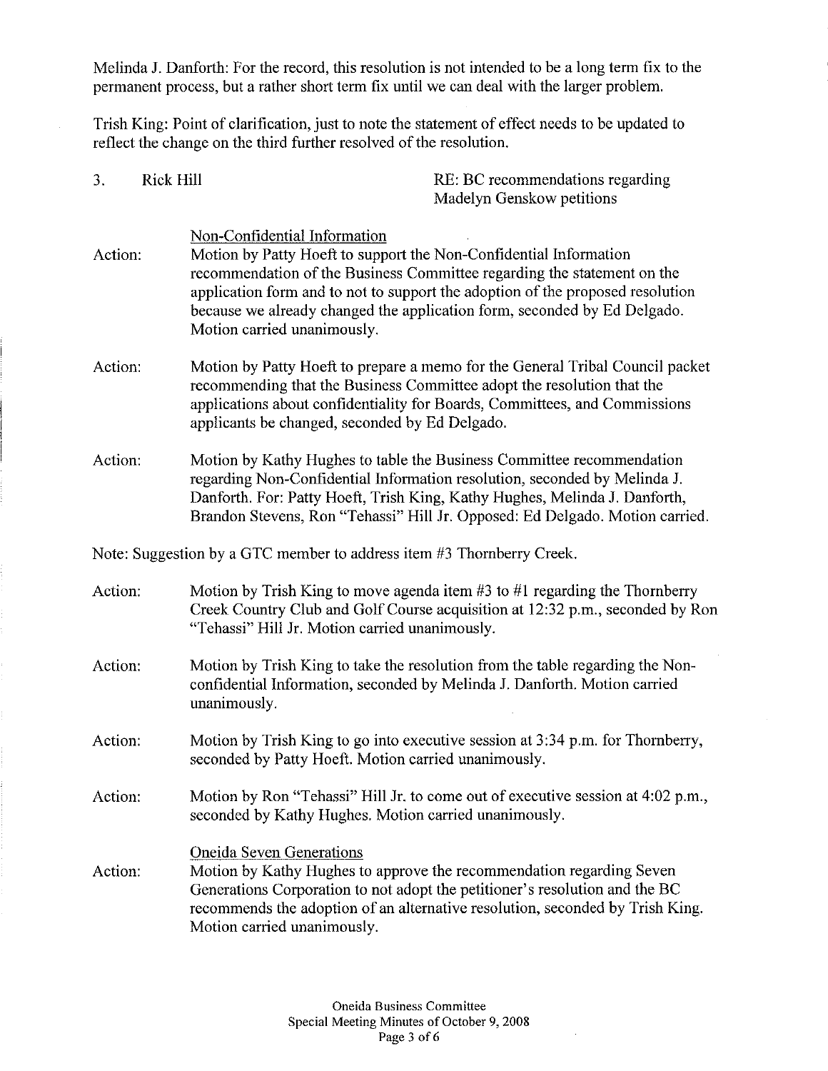Melinda J. Danforth: For the record, this resolution is not intended to be a long term fix to the permanent process, but a rather short term fix until we can deal with the larger problem.

Trish King: Point of clarification, just to note the statement of effect needs to be updated to reflect the change on the third further resolved of the resolution.

3. Rick Hill RE: BC recommendations regarding Madelyn Genskow petitions

Non-Confidential Information

Action: Motion by Patty Hoeft to support the Non-Confidential Information recommendation of the Business Committee regarding the statement on the application form and to not to support the adoption of the proposed resolution because we already changed the application form, seconded by Ed Delgado. Motion carried unanimously.

Action: Motion by Patty Hoeft to prepare a memo for the General Tribal Council packet recommending that the Business Committee adopt the resolution that the applications about confidentiality for Boards, Committees, and Commissions applicants be changed, seconded by Ed Delgado.

Action: Motion by Kathy Hughes to table the Business Committee recommendation regarding Non-Confidential Information resolution, seconded by Melinda J. Danforth. For: Patty Hoeft, Trish King, Kathy Hughes, Melinda J. Danforth, Brandon Stevens, Ron "Tehassi" Hill Jr. Opposed: Ed Delgado. Motion carried.

Note: Suggestion by a GTC member to address item #3 Thornberry Creek.

Action: Motion by Trish King to move agenda item #3 to #1 regarding the Thornberry Creek Country Club and Golf Course acquisition at 12:32 p.m., seconded by Ron "Tehassi" Hill Jr. Motion carried unanimously.

Action: Motion by Trish King to take the resolution from the table regarding the Non-confidential Information, seconded by Melinda J. Danforth. Motion carried unanimously.

Action: Motion by Trish King to go into executive session at 3:34 p.m. for Thornberry, seconded by Patty Hoeft. Motion carried unanimously.

Action: Motion by Ron "Tehassi" Hill Jr. to come out of executive session at 4:02 p.m., seconded by Kathy Hughes. Motion carried unanimously.

Oneida Seven Generations

Action: Motion by Kathy Hughes to approve the recommendation regarding Seven Generations Corporation to not adopt the petitioner's resolution and the BC recommends the adoption of an alternative resolution, seconded by Trish King. Motion carried unanimously.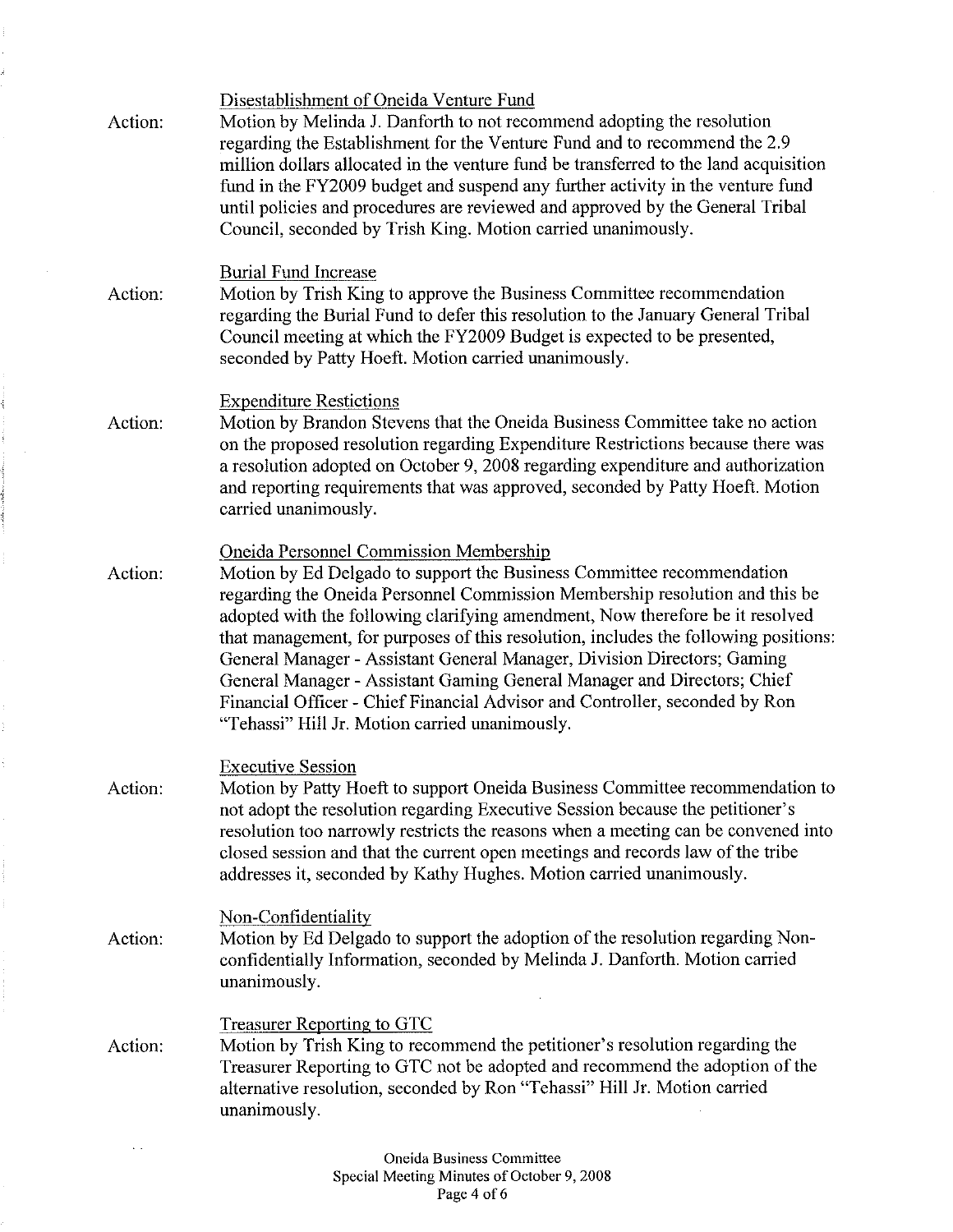Disestablishment of Oneida Venture Fund

Action: Motion by Melinda J. Danforth to not recommend adopting the resolution regarding the Establishment for the Venture Fund and to recommend the 2.9 million dollars allocated in the venture fund be transferred to the land acquisition fund in the FY2009 budget and suspend any further activity in the venture fund until policies and procedures are reviewed and approved by the General Tribal Council, seconded by Trish King. Motion carried unanimously.

Burial Fund Increase

Action: Motion by Trish King to approve the Business Committee recommendation regarding the Burial Fund to defer this resolution to the January General Tribal Council meeting at which the FY2009 Budget is expected to be presented, seconded by Patty Hoeft. Motion carried unanimously.

Expenditure Restrictions

Action: Motion by Brandon Stevens that the Oneida Business Committee take no action on the proposed resolution regarding Expenditure Restrictions because there was a resolution adopted on October 9, 2008 regarding expenditure and authorization and reporting requirements that was approved, seconded by Patty Hoeft. Motion carried unanimously.

Oneida Personnel Commission Membership

Action: Motion by Ed Delgado to support the Business Committee recommendation regarding the Oneida Personnel Commission Membership resolution and this be adopted with the following clarifying amendment, Now therefore be it resolved that management, for purposes of this resolution, includes the following positions: General Manager - Assistant General Manager, Division Directors; Gaming General Manager - Assistant Gaming General Manager and Directors; Chief Financial Officer - Chief Financial Advisor and Controller, seconded by Ron "Tehassi" Hill Jr. Motion carried unanimously.

Executive Session

Action: Motion by Patty Hoeft to support Oneida Business Committee recommendation to not adopt the resolution regarding Executive Session because the petitioner's resolution too narrowly restricts the reasons when a meeting can be convened into closed session and that the current open meetings and records law of the tribe addresses it, seconded by Kathy Hughes. Motion carried unanimously.

Non-Confidentiality

Action: Motion by Ed Delgado to support the adoption of the resolution regarding Non-confidentially Information, seconded by Melinda J. Danforth. Motion carried unanimously.

Treasurer Reporting to GTC

Action: Motion by Trish King to recommend the petitioner's resolution regarding the Treasurer Reporting to GTC not be adopted and recommend the adoption of the alternative resolution, seconded by Ron "Tehassi" Hill Jr. Motion carried unanimously.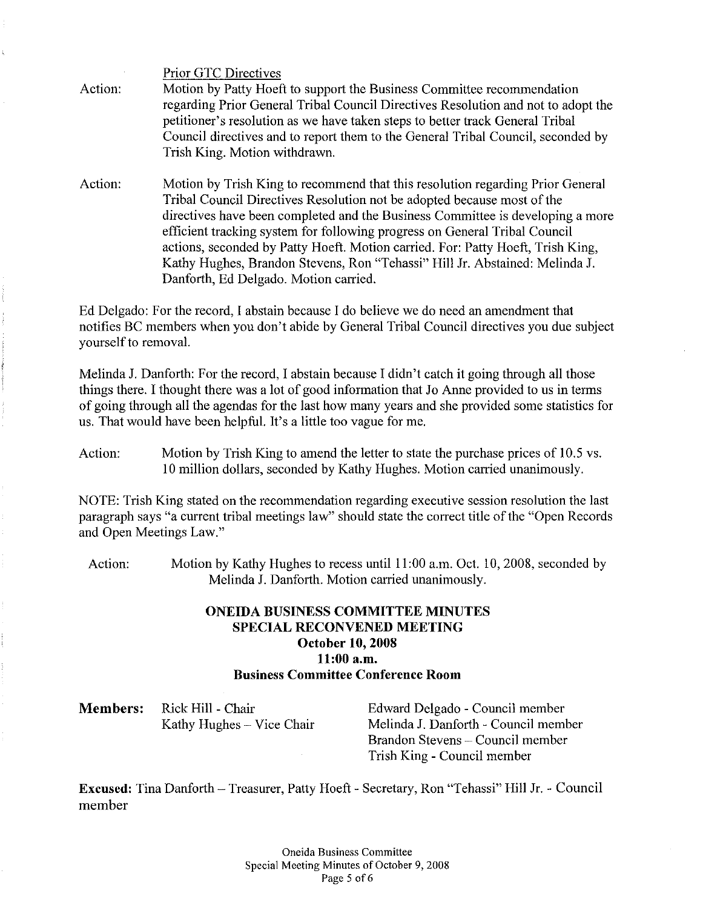Prior GTC Directives

Action: Motion by Patty Hoeft to support the Business Committee recommendation regarding Prior General Tribal Council Directives Resolution and not to adopt the petitioner's resolution as we have taken steps to better track General Tribal Council directives and to report them to the General Tribal Council, seconded by Trish King. Motion withdrawn.

Action: Motion by Trish King to recommend that this resolution regarding Prior General Tribal Council Directives Resolution not be adopted because most of the directives have been completed and the Business Committee is developing a more efficient tracking system for following progress on General Tribal Council actions, seconded by Patty Hoeft. Motion carried. For: Patty Hoeft, Trish King, Kathy Hughes, Brandon Stevens, Ron "Tehassi" Hill Jr. Abstained: Melinda J. Danforth, Ed Delgado. Motion carried.

Ed Delgado: For the record, I abstain because I do believe we do need an amendment that notifies BC members when you don't abide by General Tribal Council directives you due subject yourself to removal.

Melinda J. Danforth: For the record, I abstain because I didn't catch it going through all those things there. I thought there was a lot of good information that Jo Anne provided to us in terms of going through all the agendas for the last how many years and she provided some statistics for us. That would have been helpful. It's a little too vague for me.

Action: Motion by Trish King to amend the letter to state the purchase prices of 10.5 vs. 10 million dollars, seconded by Kathy Hughes. Motion carried unanimously.

NOTE: Trish King stated on the recommendation regarding executive session resolution the last paragraph says "a current tribal meetings law" should state the correct title of the "Open Records and Open Meetings Law."

Action: Motion by Kathy Hughes to recess until 11:00 a.m. Oct. 10, 2008, seconded by Melinda J. Danforth. Motion carried unanimously.

**ONEIDA BUSINESS COMMITTEE MINUTES**
**SPECIAL RECONVENED MEETING**
**October 10, 2008**
**11:00 a.m.**
**Business Committee Conference Room**

**Members:** Rick Hill - Chair, Kathy Hughes – Vice Chair, Edward Delgado - Council member, Melinda J. Danforth - Council member, Brandon Stevens – Council member, Trish King - Council member

**Excused:** Tina Danforth – Treasurer, Patty Hoeft - Secretary, Ron "Tehassi" Hill Jr. - Council member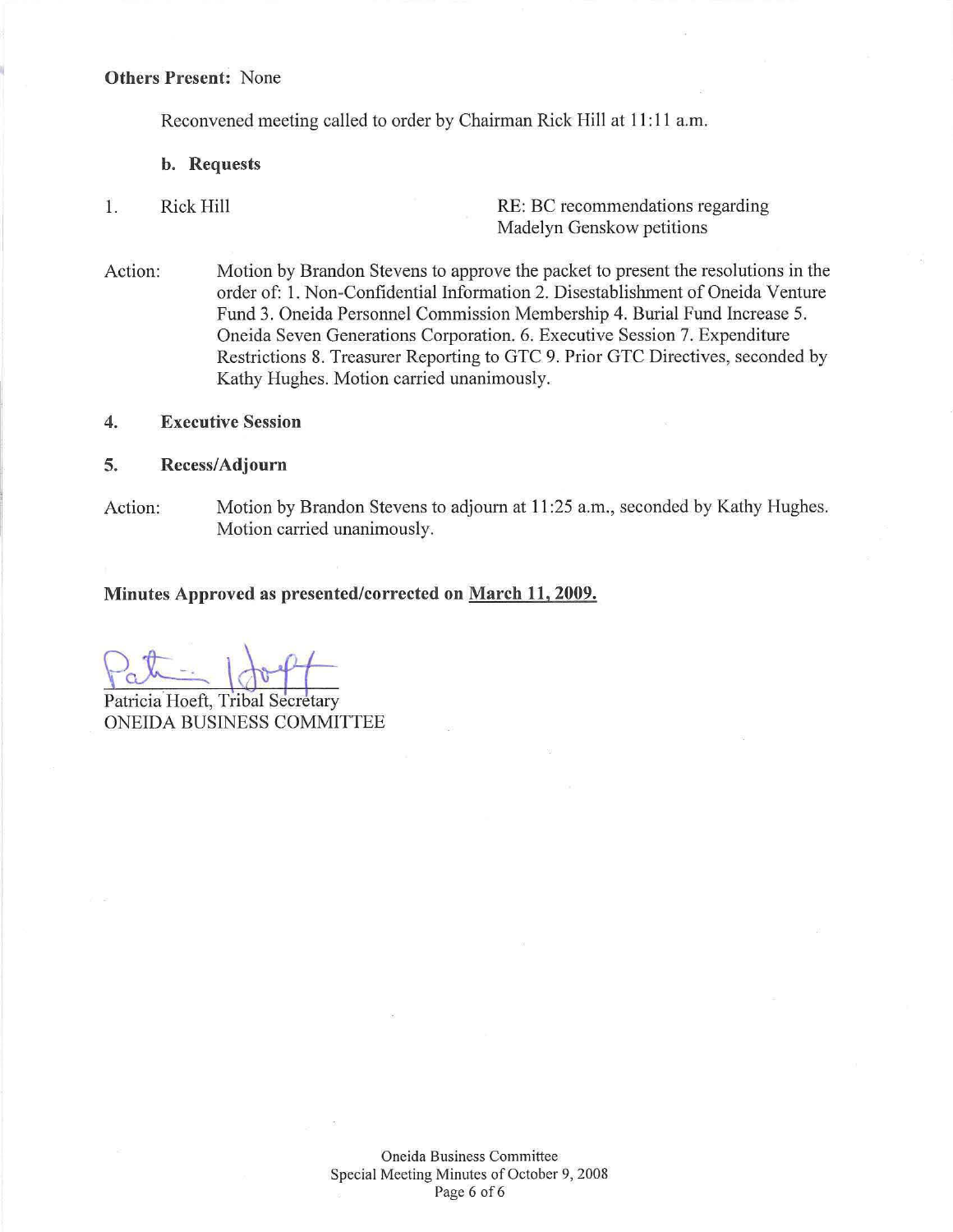**Others Present:** None

Reconvened meeting called to order by Chairman Rick Hill at 11:11 a.m.

**b. Requests**

1. Rick Hill — RE: BC recommendations regarding Madelyn Genskow petitions

Action: Motion by Brandon Stevens to approve the packet to present the resolutions in the order of: 1. Non-Confidential Information 2. Disestablishment of Oneida Venture Fund 3. Oneida Personnel Commission Membership 4. Burial Fund Increase 5. Oneida Seven Generations Corporation. 6. Executive Session 7. Expenditure Restrictions 8. Treasurer Reporting to GTC 9. Prior GTC Directives, seconded by Kathy Hughes. Motion carried unanimously.

**4. Executive Session**

**5. Recess/Adjourn**

Action: Motion by Brandon Stevens to adjourn at 11:25 a.m., seconded by Kathy Hughes. Motion carried unanimously.

**Minutes Approved as presented/corrected on March 11, 2009.**

Patricia Hoeft, Tribal Secretary
ONEIDA BUSINESS COMMITTEE